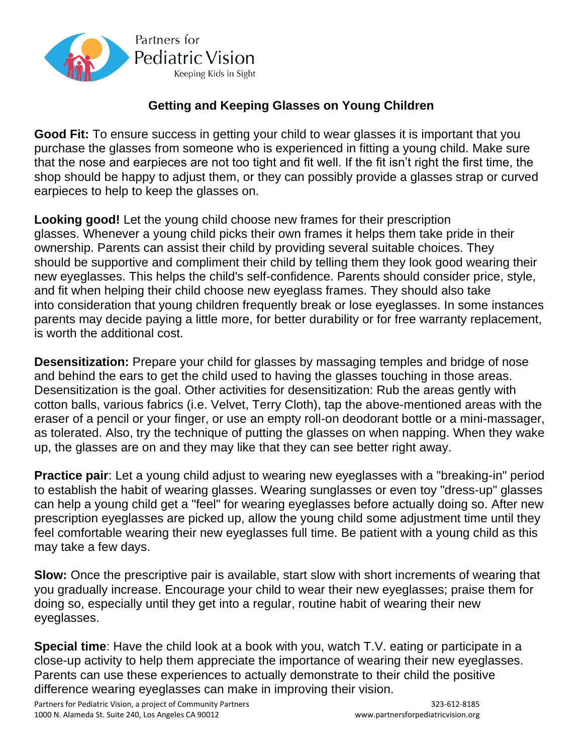Partners for
Pediatric Vision
Keeping Kids in Sight

## Getting and Keeping Glasses on Young Children

**Good Fit:** To ensure success in getting your child to wear glasses it is important that you purchase the glasses from someone who is experienced in fitting a young child. Make sure that the nose and earpieces are not too tight and fit well. If the fit isn't right the first time, the shop should be happy to adjust them, or they can possibly provide a glasses strap or curved earpieces to help to keep the glasses on.

**Looking good!** Let the young child choose new frames for their prescription glasses. Whenever a young child picks their own frames it helps them take pride in their ownership. Parents can assist their child by providing several suitable choices. They should be supportive and compliment their child by telling them they look good wearing their new eyeglasses. This helps the child's self-confidence. Parents should consider price, style, and fit when helping their child choose new eyeglass frames. They should also take into consideration that young children frequently break or lose eyeglasses. In some instances parents may decide paying a little more, for better durability or for free warranty replacement, is worth the additional cost.

**Desensitization:** Prepare your child for glasses by massaging temples and bridge of nose and behind the ears to get the child used to having the glasses touching in those areas. Desensitization is the goal. Other activities for desensitization: Rub the areas gently with cotton balls, various fabrics (i.e. Velvet, Terry Cloth), tap the above-mentioned areas with the eraser of a pencil or your finger, or use an empty roll-on deodorant bottle or a mini-massager, as tolerated. Also, try the technique of putting the glasses on when napping. When they wake up, the glasses are on and they may like that they can see better right away.

**Practice pair**: Let a young child adjust to wearing new eyeglasses with a "breaking-in" period to establish the habit of wearing glasses. Wearing sunglasses or even toy "dress-up" glasses can help a young child get a "feel" for wearing eyeglasses before actually doing so. After new prescription eyeglasses are picked up, allow the young child some adjustment time until they feel comfortable wearing their new eyeglasses full time. Be patient with a young child as this may take a few days.

**Slow:** Once the prescriptive pair is available, start slow with short increments of wearing that you gradually increase. Encourage your child to wear their new eyeglasses; praise them for doing so, especially until they get into a regular, routine habit of wearing their new eyeglasses.

**Special time**: Have the child look at a book with you, watch T.V. eating or participate in a close-up activity to help them appreciate the importance of wearing their new eyeglasses. Parents can use these experiences to actually demonstrate to their child the positive difference wearing eyeglasses can make in improving their vision.

Partners for Pediatric Vision, a project of Community Partners
1000 N. Alameda St. Suite 240, Los Angeles CA 90012
323-612-8185
www.partnersforpediatricvision.org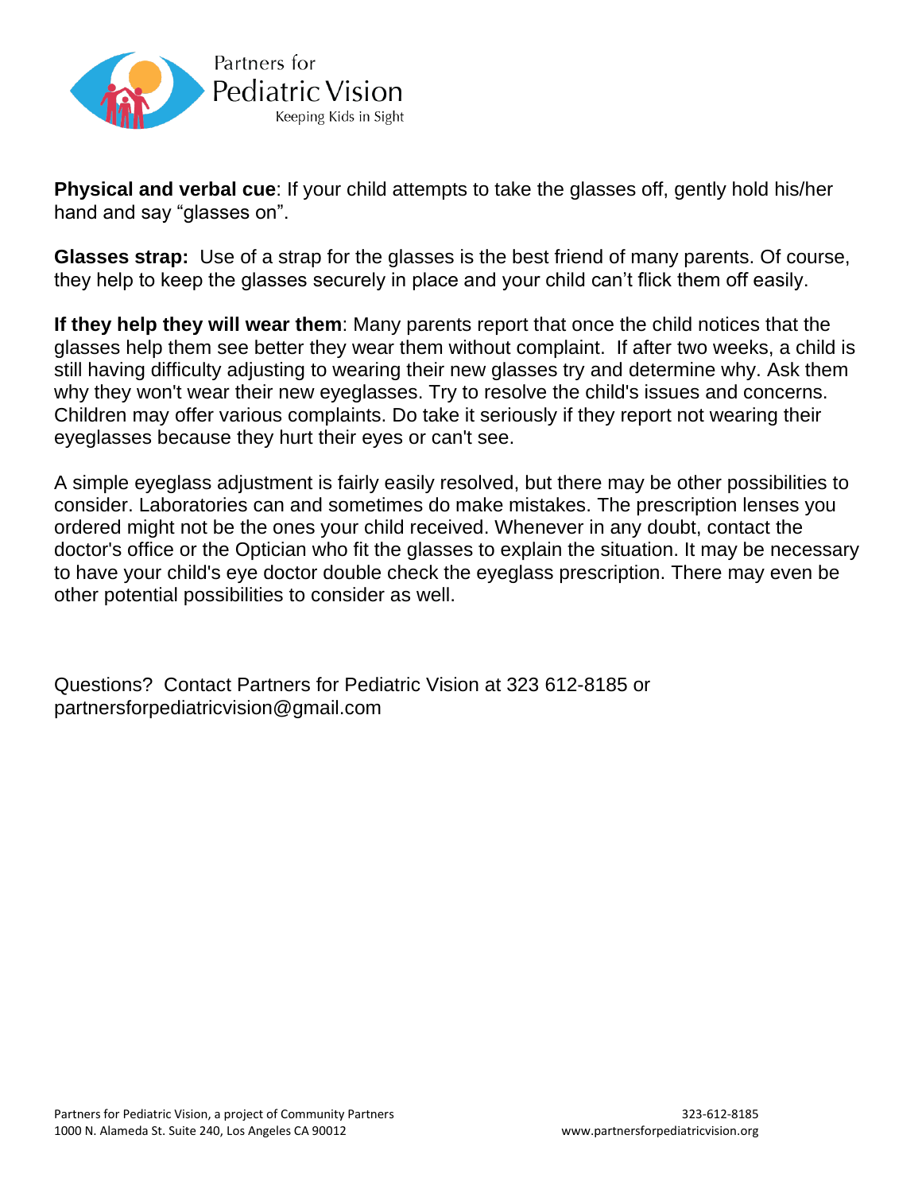**Physical and verbal cue**: If your child attempts to take the glasses off, gently hold his/her hand and say "glasses on".

**Glasses strap:** Use of a strap for the glasses is the best friend of many parents. Of course, they help to keep the glasses securely in place and your child can't flick them off easily.

**If they help they will wear them**: Many parents report that once the child notices that the glasses help them see better they wear them without complaint. If after two weeks, a child is still having difficulty adjusting to wearing their new glasses try and determine why. Ask them why they won't wear their new eyeglasses. Try to resolve the child's issues and concerns. Children may offer various complaints. Do take it seriously if they report not wearing their eyeglasses because they hurt their eyes or can't see.

A simple eyeglass adjustment is fairly easily resolved, but there may be other possibilities to consider. Laboratories can and sometimes do make mistakes. The prescription lenses you ordered might not be the ones your child received. Whenever in any doubt, contact the doctor's office or the Optician who fit the glasses to explain the situation. It may be necessary to have your child's eye doctor double check the eyeglass prescription. There may even be other potential possibilities to consider as well.

Questions? Contact Partners for Pediatric Vision at 323 612-8185 or partnersforpediatricvision@gmail.com